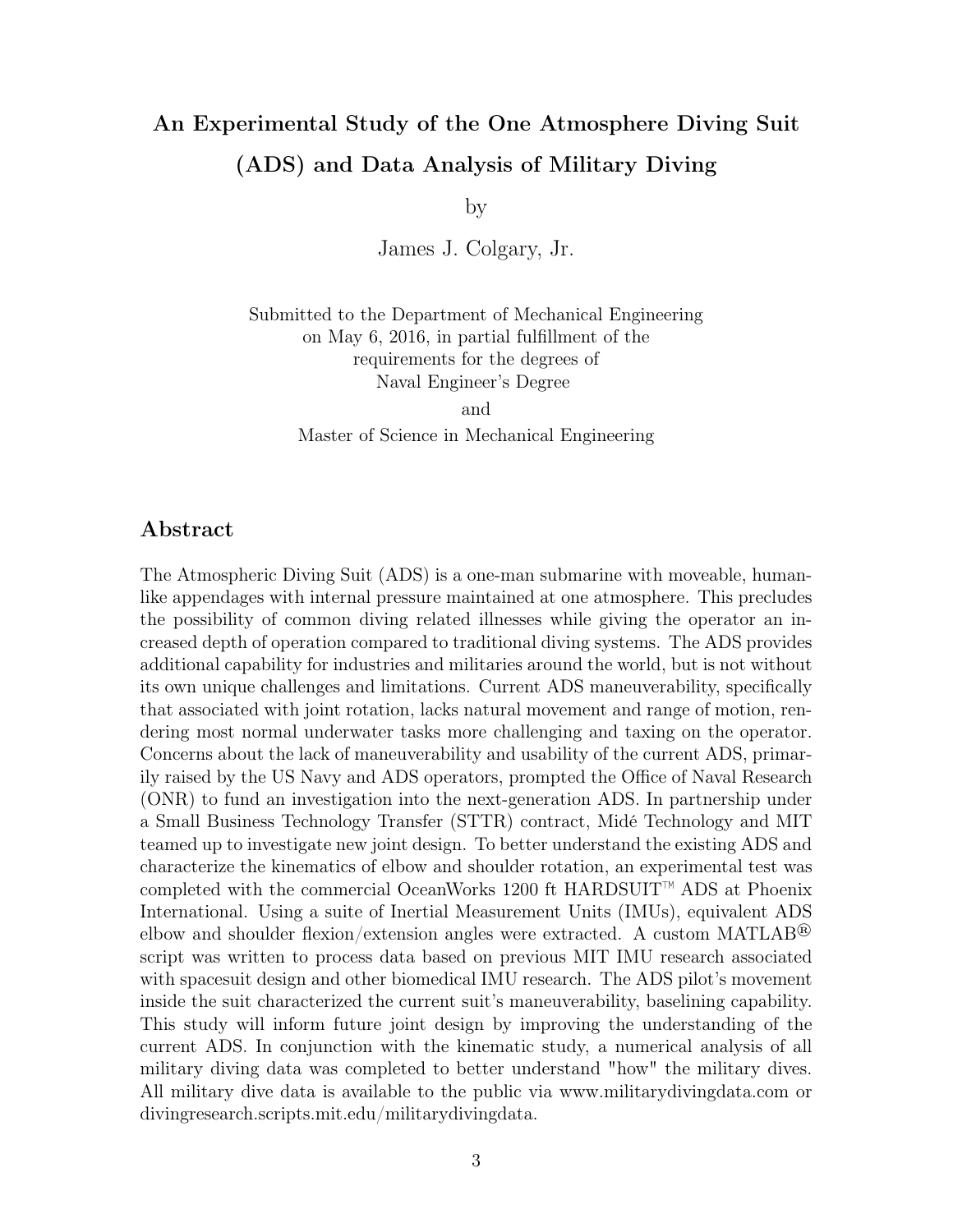# An Experimental Study of the One Atmosphere Diving Suit (ADS) and Data Analysis of Military Diving

by

James J. Colgary, Jr.

Submitted to the Department of Mechanical Engineering
on May 6, 2016, in partial fulfillment of the
requirements for the degrees of
Naval Engineer's Degree

and

Master of Science in Mechanical Engineering

## Abstract

The Atmospheric Diving Suit (ADS) is a one-man submarine with moveable, human-like appendages with internal pressure maintained at one atmosphere. This precludes the possibility of common diving related illnesses while giving the operator an increased depth of operation compared to traditional diving systems. The ADS provides additional capability for industries and militaries around the world, but is not without its own unique challenges and limitations. Current ADS maneuverability, specifically that associated with joint rotation, lacks natural movement and range of motion, rendering most normal underwater tasks more challenging and taxing on the operator. Concerns about the lack of maneuverability and usability of the current ADS, primarily raised by the US Navy and ADS operators, prompted the Office of Naval Research (ONR) to fund an investigation into the next-generation ADS. In partnership under a Small Business Technology Transfer (STTR) contract, Midé Technology and MIT teamed up to investigate new joint design. To better understand the existing ADS and characterize the kinematics of elbow and shoulder rotation, an experimental test was completed with the commercial OceanWorks 1200 ft HARDSUIT™ ADS at Phoenix International. Using a suite of Inertial Measurement Units (IMUs), equivalent ADS elbow and shoulder flexion/extension angles were extracted. A custom MATLAB® script was written to process data based on previous MIT IMU research associated with spacesuit design and other biomedical IMU research. The ADS pilot's movement inside the suit characterized the current suit's maneuverability, baselining capability. This study will inform future joint design by improving the understanding of the current ADS. In conjunction with the kinematic study, a numerical analysis of all military diving data was completed to better understand "how" the military dives. All military dive data is available to the public via www.militarydivingdata.com or divingresearch.scripts.mit.edu/militarydivingdata.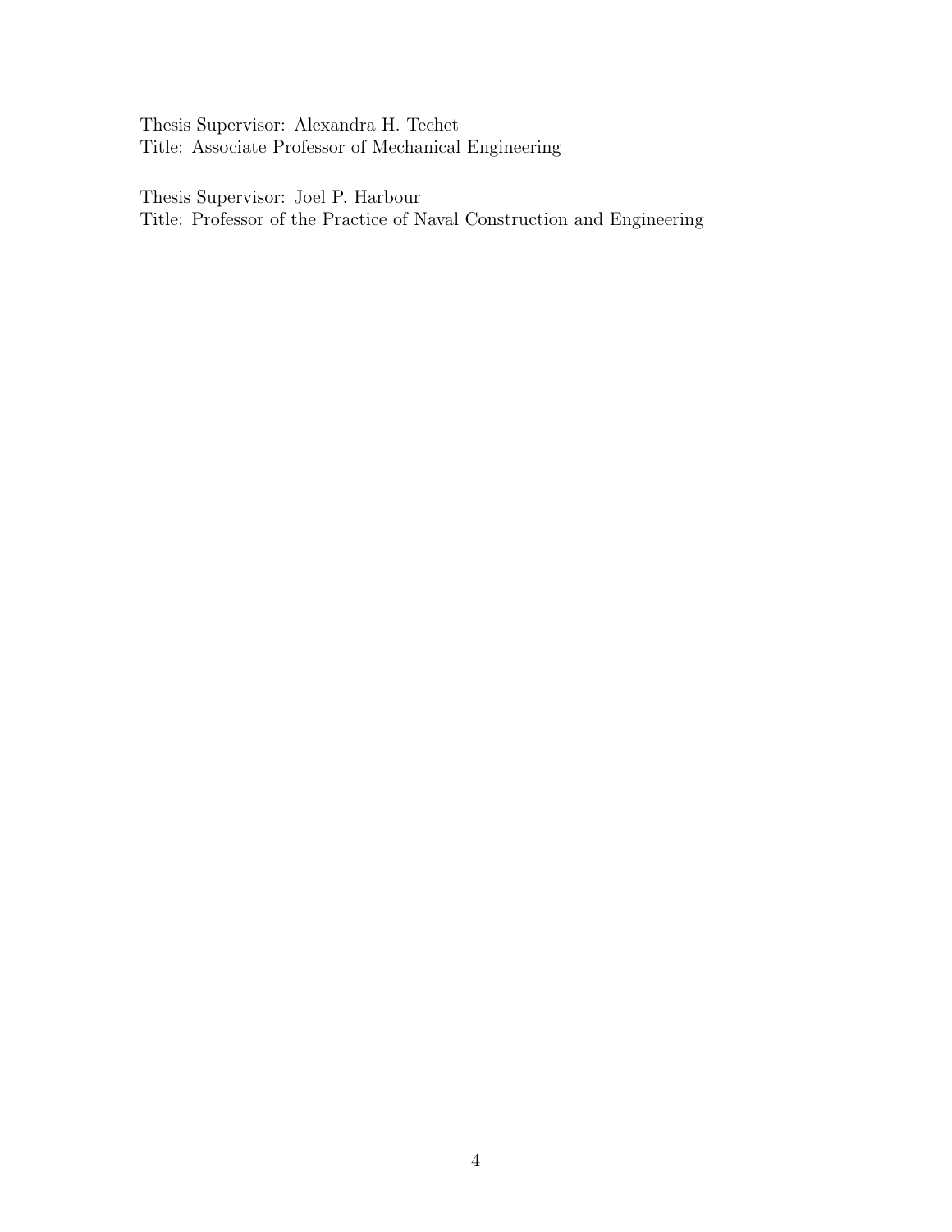Thesis Supervisor: Alexandra H. Techet
Title: Associate Professor of Mechanical Engineering

Thesis Supervisor: Joel P. Harbour
Title: Professor of the Practice of Naval Construction and Engineering